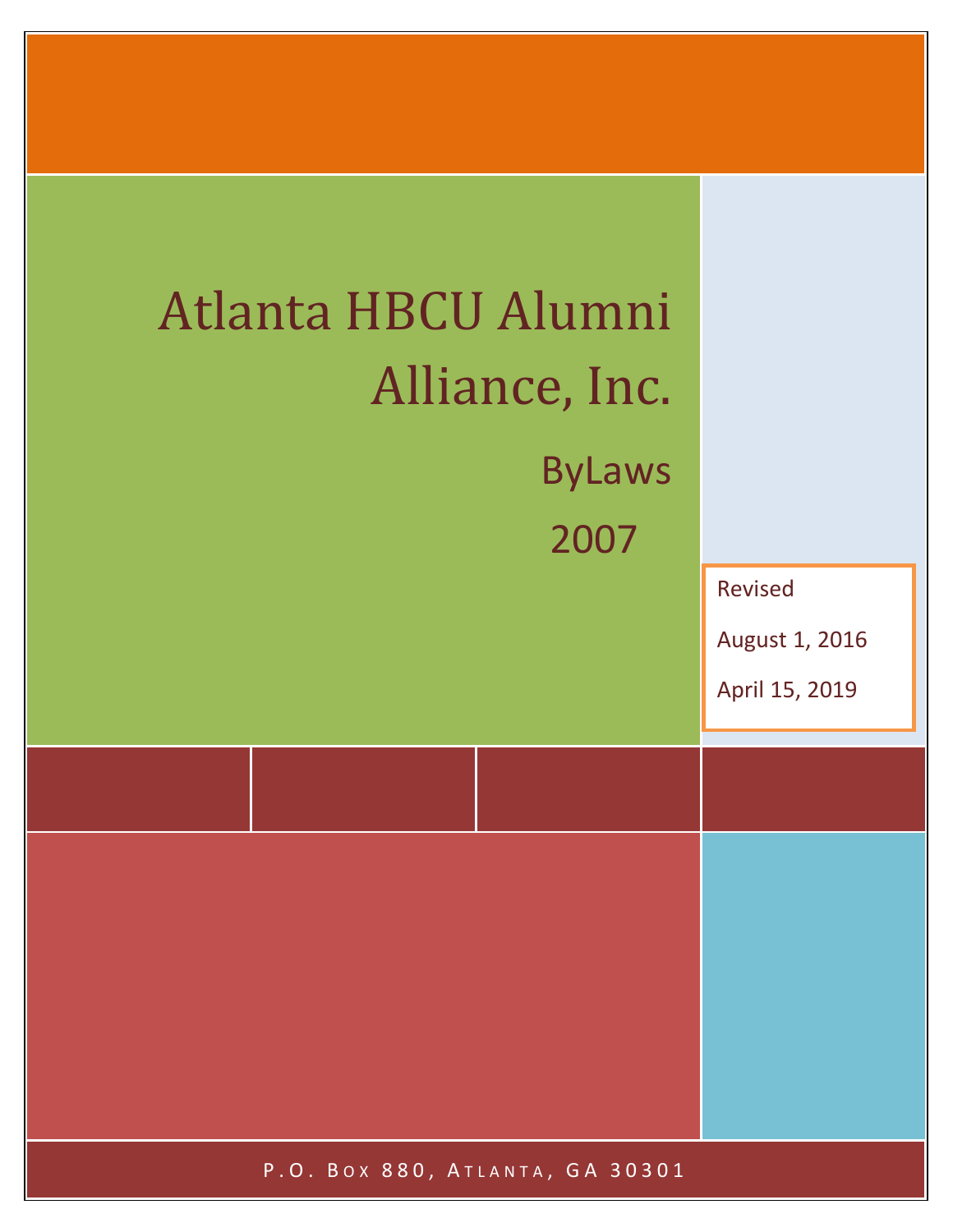# Atlanta HBCU Alumni Alliance, Inc.

## ByLaws

## 2007

Revised

August 1, 2016

April 15, 2019

P.O. Box 880, Atlanta, GA 30301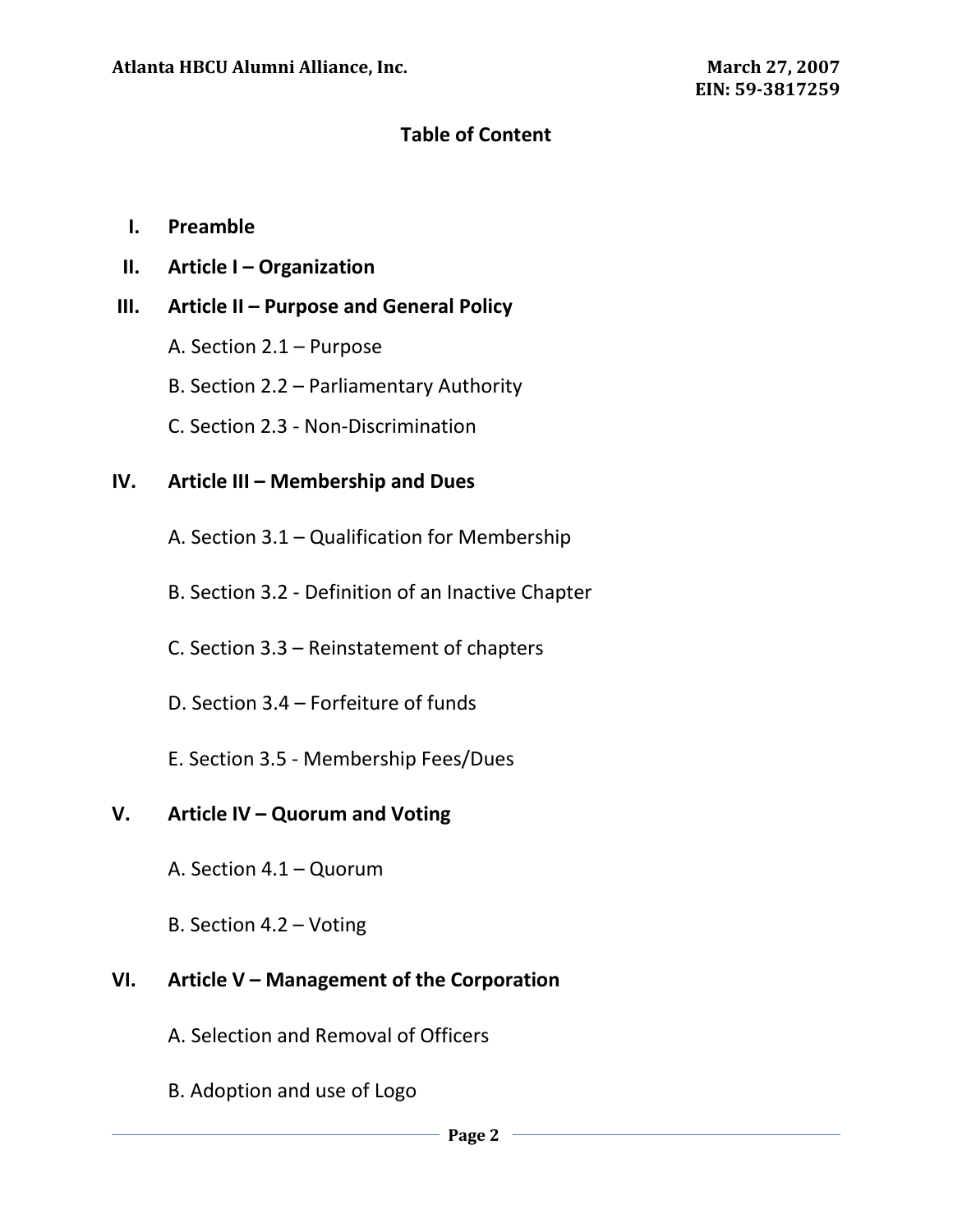## Table of Content

I. **Preamble**

II. **Article I – Organization**

III. **Article II – Purpose and General Policy**

   A. Section 2.1 – Purpose

   B. Section 2.2 – Parliamentary Authority

   C. Section 2.3 - Non-Discrimination

IV. **Article III – Membership and Dues**

   A. Section 3.1 – Qualification for Membership

   B. Section 3.2 - Definition of an Inactive Chapter

   C. Section 3.3 – Reinstatement of chapters

   D. Section 3.4 – Forfeiture of funds

   E. Section 3.5 - Membership Fees/Dues

V. **Article IV – Quorum and Voting**

   A. Section 4.1 – Quorum

   B. Section 4.2 – Voting

VI. **Article V – Management of the Corporation**

   A. Selection and Removal of Officers

   B. Adoption and use of Logo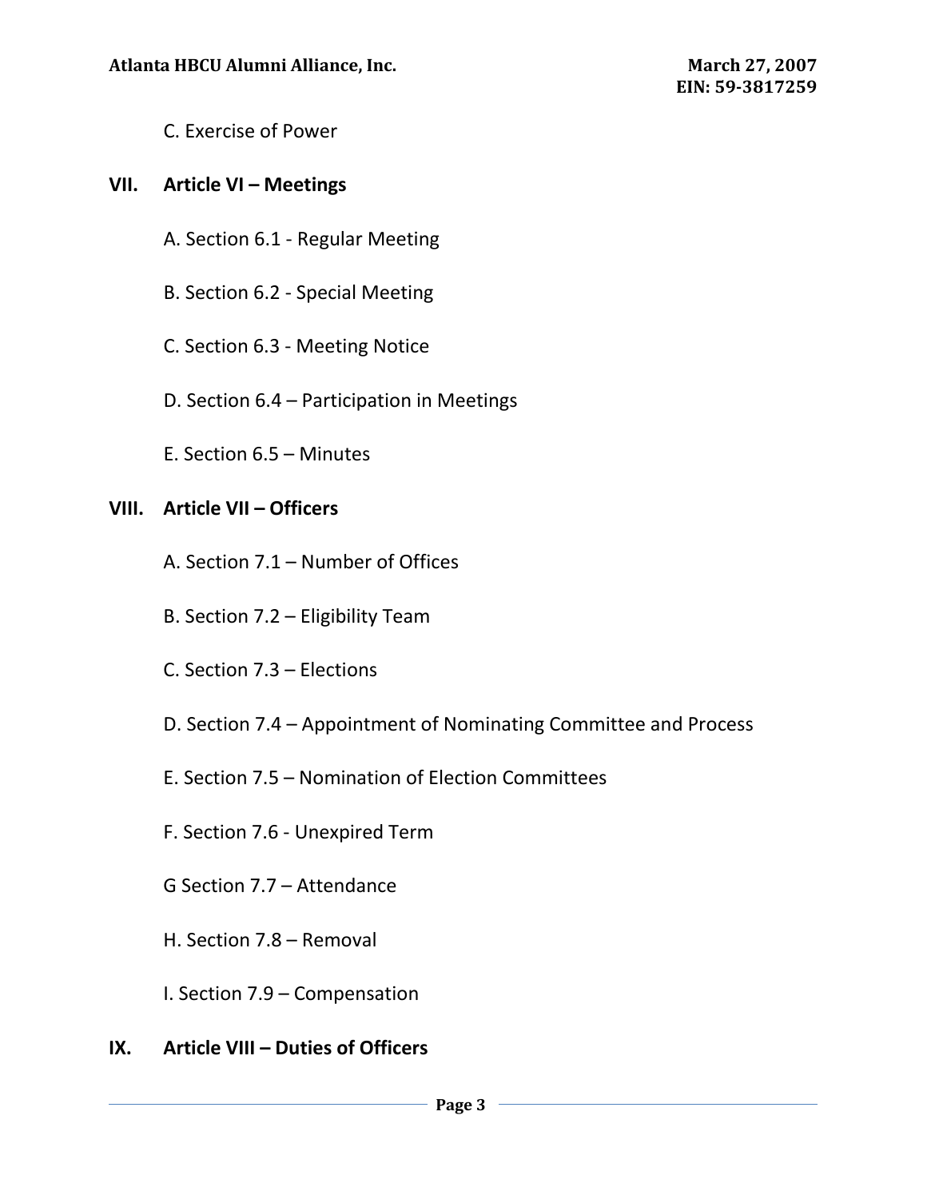C. Exercise of Power

**VII. Article VI – Meetings**

A. Section 6.1 - Regular Meeting

B. Section 6.2 - Special Meeting

C. Section 6.3 - Meeting Notice

D. Section 6.4 – Participation in Meetings

E. Section 6.5 – Minutes

**VIII. Article VII – Officers**

A. Section 7.1 – Number of Offices

B. Section 7.2 – Eligibility Team

C. Section 7.3 – Elections

D. Section 7.4 – Appointment of Nominating Committee and Process

E. Section 7.5 – Nomination of Election Committees

F. Section 7.6 - Unexpired Term

G Section 7.7 – Attendance

H. Section 7.8 – Removal

I. Section 7.9 – Compensation

**IX. Article VIII – Duties of Officers**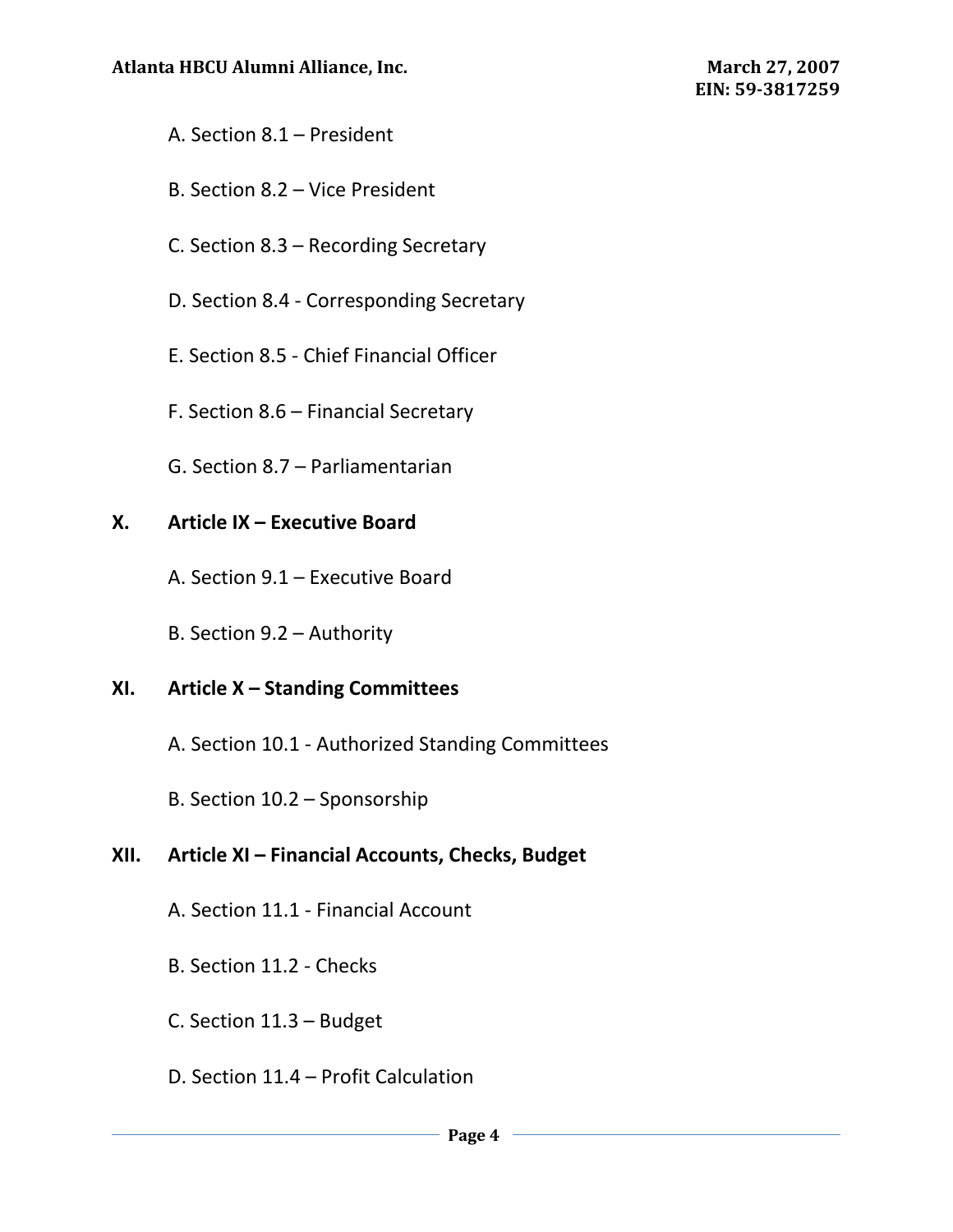A. Section 8.1 – President

B. Section 8.2 – Vice President

C. Section 8.3 – Recording Secretary

D. Section 8.4 - Corresponding Secretary

E. Section 8.5 - Chief Financial Officer

F. Section 8.6 – Financial Secretary

G. Section 8.7 – Parliamentarian

**X. Article IX – Executive Board**

A. Section 9.1 – Executive Board

B. Section 9.2 – Authority

**XI. Article X – Standing Committees**

A. Section 10.1 - Authorized Standing Committees

B. Section 10.2 – Sponsorship

**XII. Article XI – Financial Accounts, Checks, Budget**

A. Section 11.1 - Financial Account

B. Section 11.2 - Checks

C. Section 11.3 – Budget

D. Section 11.4 – Profit Calculation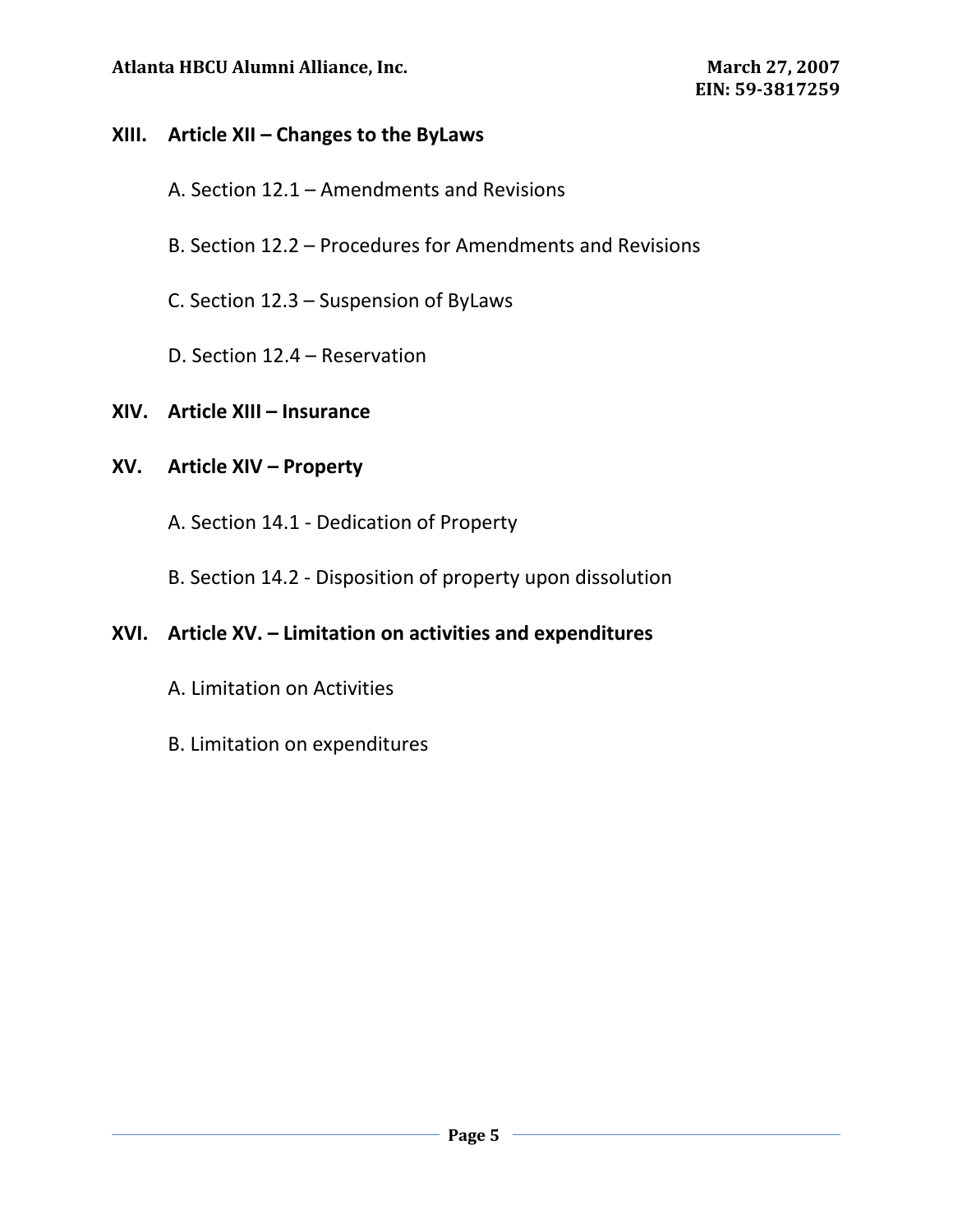**XIII. Article XII – Changes to the ByLaws**

A. Section 12.1 – Amendments and Revisions

B. Section 12.2 – Procedures for Amendments and Revisions

C. Section 12.3 – Suspension of ByLaws

D. Section 12.4 – Reservation

**XIV. Article XIII – Insurance**

**XV. Article XIV – Property**

A. Section 14.1 - Dedication of Property

B. Section 14.2 - Disposition of property upon dissolution

**XVI. Article XV. – Limitation on activities and expenditures**

A. Limitation on Activities

B. Limitation on expenditures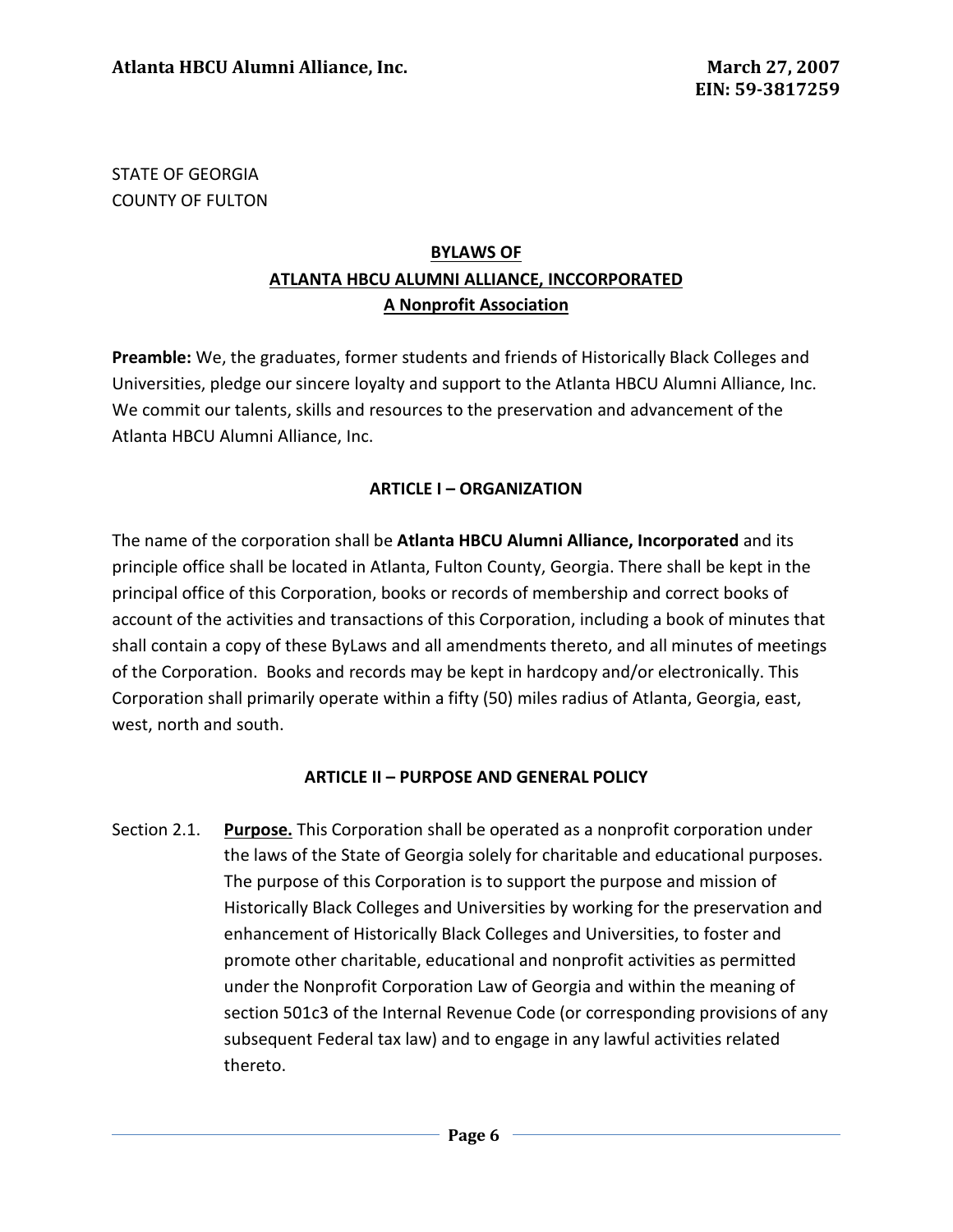STATE OF GEORGIA
COUNTY OF FULTON

## BYLAWS OF
## ATLANTA HBCU ALUMNI ALLIANCE, INCCORPORATED
## A Nonprofit Association

**Preamble:** We, the graduates, former students and friends of Historically Black Colleges and Universities, pledge our sincere loyalty and support to the Atlanta HBCU Alumni Alliance, Inc. We commit our talents, skills and resources to the preservation and advancement of the Atlanta HBCU Alumni Alliance, Inc.

### ARTICLE I – ORGANIZATION

The name of the corporation shall be **Atlanta HBCU Alumni Alliance, Incorporated** and its principle office shall be located in Atlanta, Fulton County, Georgia. There shall be kept in the principal office of this Corporation, books or records of membership and correct books of account of the activities and transactions of this Corporation, including a book of minutes that shall contain a copy of these ByLaws and all amendments thereto, and all minutes of meetings of the Corporation. Books and records may be kept in hardcopy and/or electronically. This Corporation shall primarily operate within a fifty (50) miles radius of Atlanta, Georgia, east, west, north and south.

### ARTICLE II – PURPOSE AND GENERAL POLICY

Section 2.1. **Purpose.** This Corporation shall be operated as a nonprofit corporation under the laws of the State of Georgia solely for charitable and educational purposes. The purpose of this Corporation is to support the purpose and mission of Historically Black Colleges and Universities by working for the preservation and enhancement of Historically Black Colleges and Universities, to foster and promote other charitable, educational and nonprofit activities as permitted under the Nonprofit Corporation Law of Georgia and within the meaning of section 501c3 of the Internal Revenue Code (or corresponding provisions of any subsequent Federal tax law) and to engage in any lawful activities related thereto.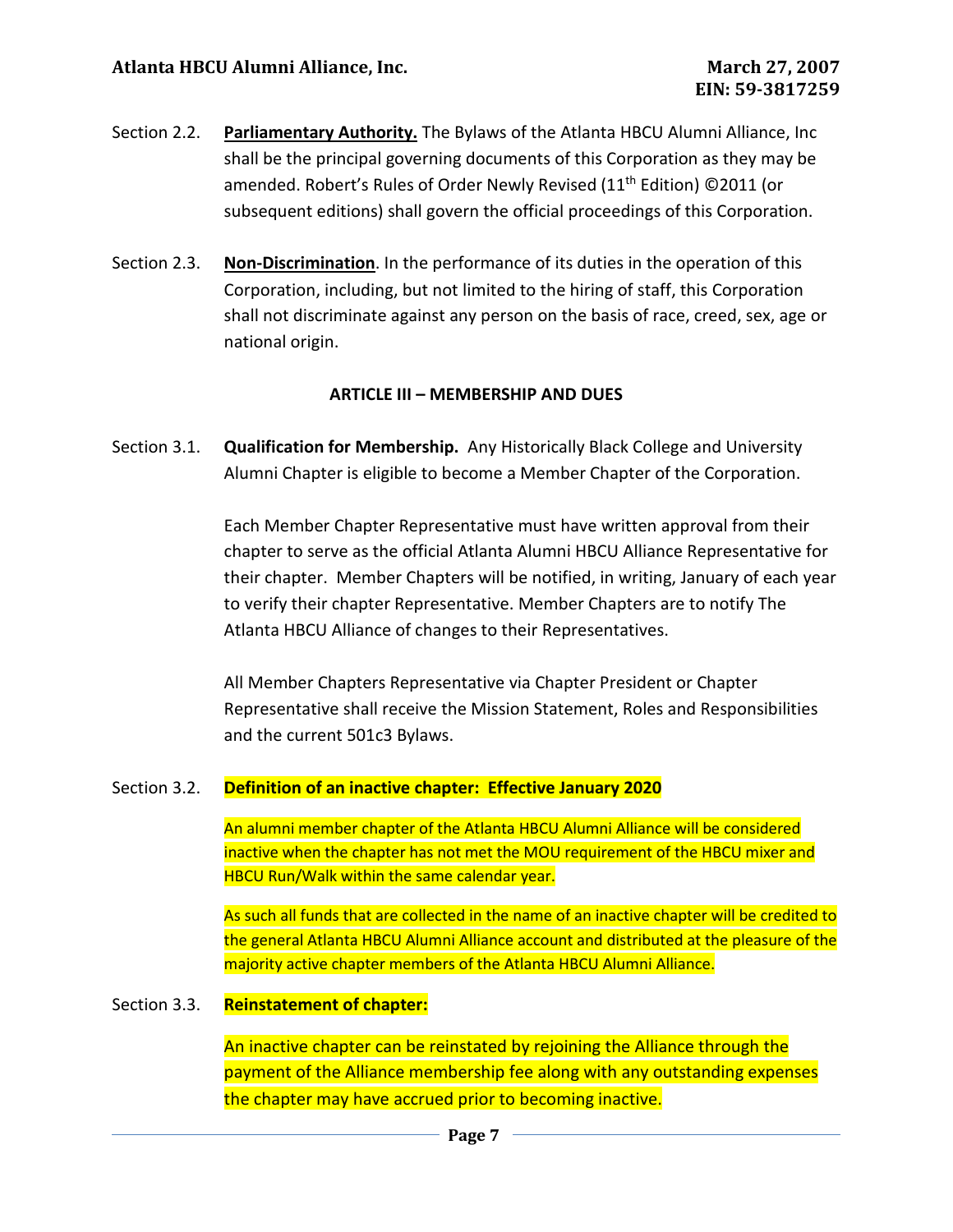Section 2.2. **Parliamentary Authority.** The Bylaws of the Atlanta HBCU Alumni Alliance, Inc shall be the principal governing documents of this Corporation as they may be amended. Robert's Rules of Order Newly Revised (11th Edition) ©2011 (or subsequent editions) shall govern the official proceedings of this Corporation.

Section 2.3. **Non-Discrimination**. In the performance of its duties in the operation of this Corporation, including, but not limited to the hiring of staff, this Corporation shall not discriminate against any person on the basis of race, creed, sex, age or national origin.

## ARTICLE III – MEMBERSHIP AND DUES

Section 3.1. **Qualification for Membership.** Any Historically Black College and University Alumni Chapter is eligible to become a Member Chapter of the Corporation.

Each Member Chapter Representative must have written approval from their chapter to serve as the official Atlanta Alumni HBCU Alliance Representative for their chapter. Member Chapters will be notified, in writing, January of each year to verify their chapter Representative. Member Chapters are to notify The Atlanta HBCU Alliance of changes to their Representatives.

All Member Chapters Representative via Chapter President or Chapter Representative shall receive the Mission Statement, Roles and Responsibilities and the current 501c3 Bylaws.

Section 3.2. **Definition of an inactive chapter: Effective January 2020**

An alumni member chapter of the Atlanta HBCU Alumni Alliance will be considered inactive when the chapter has not met the MOU requirement of the HBCU mixer and HBCU Run/Walk within the same calendar year.

As such all funds that are collected in the name of an inactive chapter will be credited to the general Atlanta HBCU Alumni Alliance account and distributed at the pleasure of the majority active chapter members of the Atlanta HBCU Alumni Alliance.

Section 3.3. **Reinstatement of chapter:**

An inactive chapter can be reinstated by rejoining the Alliance through the payment of the Alliance membership fee along with any outstanding expenses the chapter may have accrued prior to becoming inactive.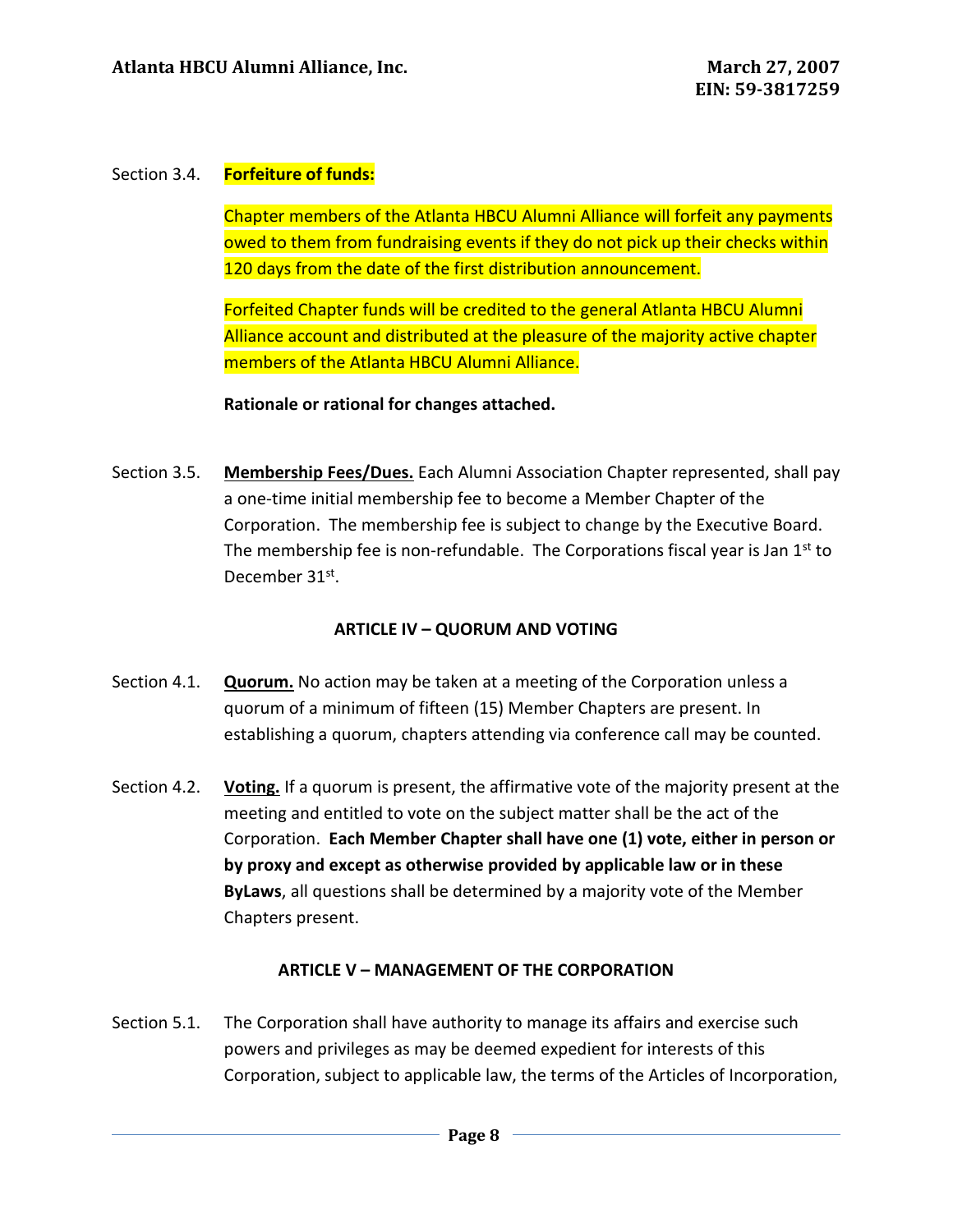Section 3.4. **Forfeiture of funds:**

Chapter members of the Atlanta HBCU Alumni Alliance will forfeit any payments owed to them from fundraising events if they do not pick up their checks within 120 days from the date of the first distribution announcement.

Forfeited Chapter funds will be credited to the general Atlanta HBCU Alumni Alliance account and distributed at the pleasure of the majority active chapter members of the Atlanta HBCU Alumni Alliance.

**Rationale or rational for changes attached.**

Section 3.5. **Membership Fees/Dues.** Each Alumni Association Chapter represented, shall pay a one-time initial membership fee to become a Member Chapter of the Corporation. The membership fee is subject to change by the Executive Board. The membership fee is non-refundable. The Corporations fiscal year is Jan 1st to December 31st.

## ARTICLE IV – QUORUM AND VOTING

Section 4.1. **Quorum.** No action may be taken at a meeting of the Corporation unless a quorum of a minimum of fifteen (15) Member Chapters are present. In establishing a quorum, chapters attending via conference call may be counted.

Section 4.2. **Voting.** If a quorum is present, the affirmative vote of the majority present at the meeting and entitled to vote on the subject matter shall be the act of the Corporation. **Each Member Chapter shall have one (1) vote, either in person or by proxy and except as otherwise provided by applicable law or in these ByLaws**, all questions shall be determined by a majority vote of the Member Chapters present.

## ARTICLE V – MANAGEMENT OF THE CORPORATION

Section 5.1. The Corporation shall have authority to manage its affairs and exercise such powers and privileges as may be deemed expedient for interests of this Corporation, subject to applicable law, the terms of the Articles of Incorporation,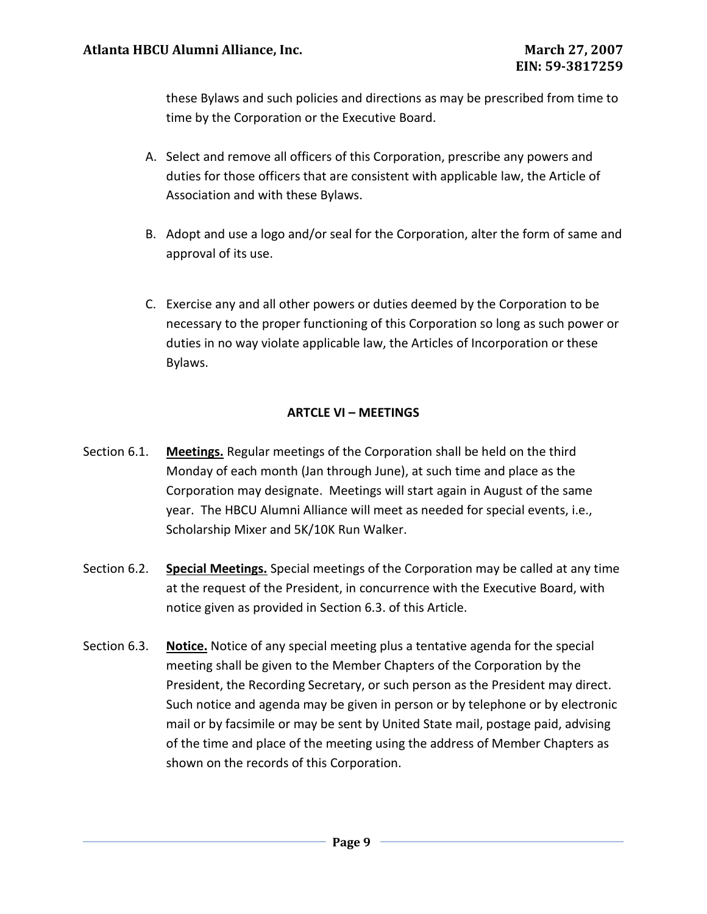these Bylaws and such policies and directions as may be prescribed from time to time by the Corporation or the Executive Board.

A. Select and remove all officers of this Corporation, prescribe any powers and duties for those officers that are consistent with applicable law, the Article of Association and with these Bylaws.

B. Adopt and use a logo and/or seal for the Corporation, alter the form of same and approval of its use.

C. Exercise any and all other powers or duties deemed by the Corporation to be necessary to the proper functioning of this Corporation so long as such power or duties in no way violate applicable law, the Articles of Incorporation or these Bylaws.

## ARTCLE VI – MEETINGS

Section 6.1. **Meetings.** Regular meetings of the Corporation shall be held on the third Monday of each month (Jan through June), at such time and place as the Corporation may designate. Meetings will start again in August of the same year. The HBCU Alumni Alliance will meet as needed for special events, i.e., Scholarship Mixer and 5K/10K Run Walker.

Section 6.2. **Special Meetings.** Special meetings of the Corporation may be called at any time at the request of the President, in concurrence with the Executive Board, with notice given as provided in Section 6.3. of this Article.

Section 6.3. **Notice.** Notice of any special meeting plus a tentative agenda for the special meeting shall be given to the Member Chapters of the Corporation by the President, the Recording Secretary, or such person as the President may direct. Such notice and agenda may be given in person or by telephone or by electronic mail or by facsimile or may be sent by United State mail, postage paid, advising of the time and place of the meeting using the address of Member Chapters as shown on the records of this Corporation.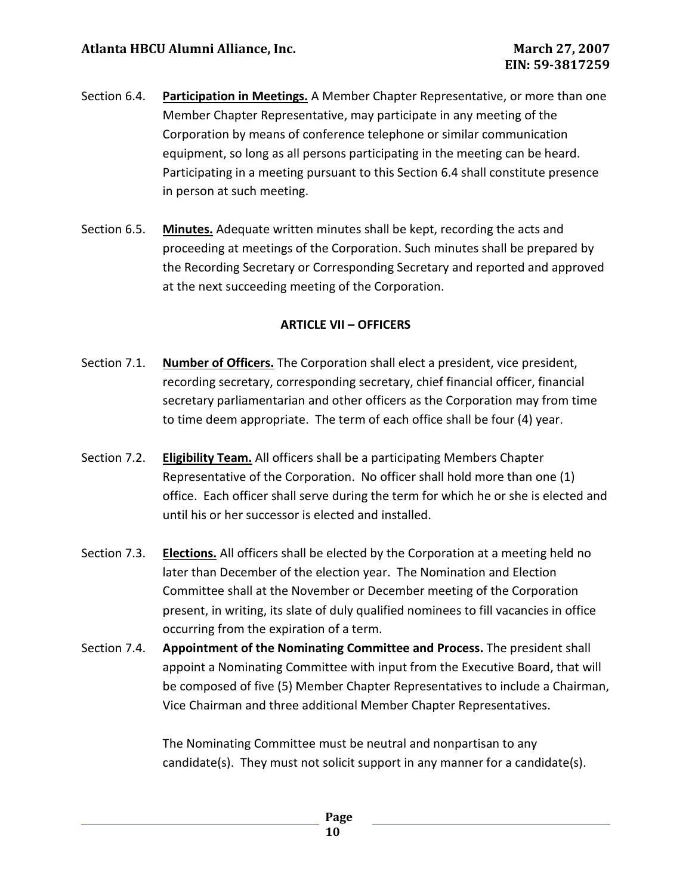Section 6.4. **Participation in Meetings.** A Member Chapter Representative, or more than one Member Chapter Representative, may participate in any meeting of the Corporation by means of conference telephone or similar communication equipment, so long as all persons participating in the meeting can be heard. Participating in a meeting pursuant to this Section 6.4 shall constitute presence in person at such meeting.

Section 6.5. **Minutes.** Adequate written minutes shall be kept, recording the acts and proceeding at meetings of the Corporation. Such minutes shall be prepared by the Recording Secretary or Corresponding Secretary and reported and approved at the next succeeding meeting of the Corporation.

## ARTICLE VII – OFFICERS

Section 7.1. **Number of Officers.** The Corporation shall elect a president, vice president, recording secretary, corresponding secretary, chief financial officer, financial secretary parliamentarian and other officers as the Corporation may from time to time deem appropriate. The term of each office shall be four (4) year.

Section 7.2. **Eligibility Team.** All officers shall be a participating Members Chapter Representative of the Corporation. No officer shall hold more than one (1) office. Each officer shall serve during the term for which he or she is elected and until his or her successor is elected and installed.

Section 7.3. **Elections.** All officers shall be elected by the Corporation at a meeting held no later than December of the election year. The Nomination and Election Committee shall at the November or December meeting of the Corporation present, in writing, its slate of duly qualified nominees to fill vacancies in office occurring from the expiration of a term.

Section 7.4. **Appointment of the Nominating Committee and Process.** The president shall appoint a Nominating Committee with input from the Executive Board, that will be composed of five (5) Member Chapter Representatives to include a Chairman, Vice Chairman and three additional Member Chapter Representatives.

The Nominating Committee must be neutral and nonpartisan to any candidate(s). They must not solicit support in any manner for a candidate(s).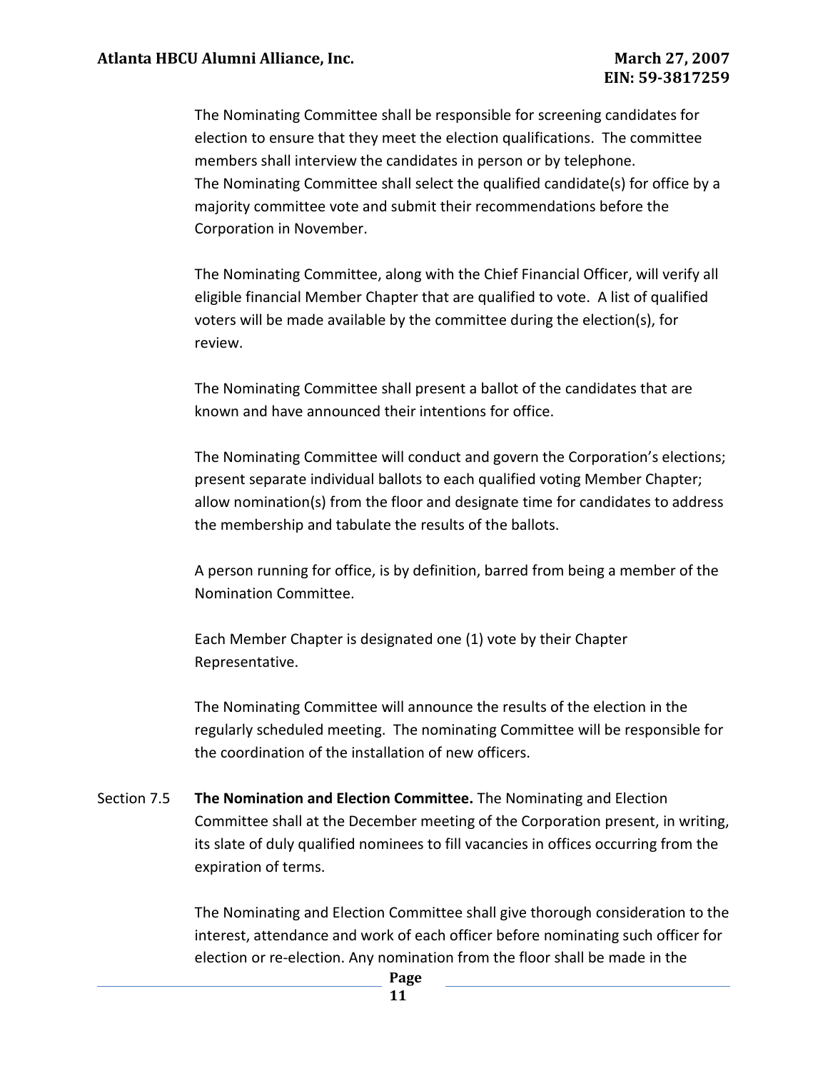The Nominating Committee shall be responsible for screening candidates for election to ensure that they meet the election qualifications. The committee members shall interview the candidates in person or by telephone.
The Nominating Committee shall select the qualified candidate(s) for office by a majority committee vote and submit their recommendations before the Corporation in November.

The Nominating Committee, along with the Chief Financial Officer, will verify all eligible financial Member Chapter that are qualified to vote. A list of qualified voters will be made available by the committee during the election(s), for review.

The Nominating Committee shall present a ballot of the candidates that are known and have announced their intentions for office.

The Nominating Committee will conduct and govern the Corporation's elections; present separate individual ballots to each qualified voting Member Chapter; allow nomination(s) from the floor and designate time for candidates to address the membership and tabulate the results of the ballots.

A person running for office, is by definition, barred from being a member of the Nomination Committee.

Each Member Chapter is designated one (1) vote by their Chapter Representative.

The Nominating Committee will announce the results of the election in the regularly scheduled meeting. The nominating Committee will be responsible for the coordination of the installation of new officers.

Section 7.5 **The Nomination and Election Committee.** The Nominating and Election Committee shall at the December meeting of the Corporation present, in writing, its slate of duly qualified nominees to fill vacancies in offices occurring from the expiration of terms.

The Nominating and Election Committee shall give thorough consideration to the interest, attendance and work of each officer before nominating such officer for election or re-election. Any nomination from the floor shall be made in the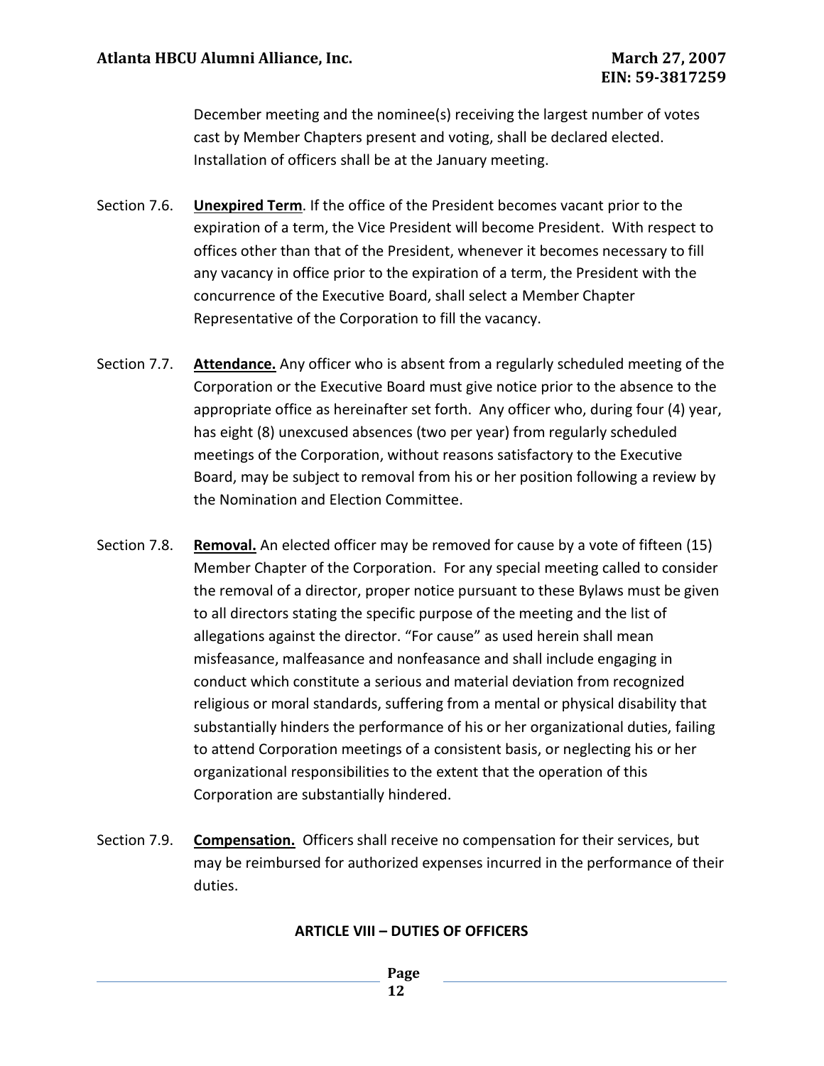December meeting and the nominee(s) receiving the largest number of votes cast by Member Chapters present and voting, shall be declared elected. Installation of officers shall be at the January meeting.

Section 7.6. **Unexpired Term**. If the office of the President becomes vacant prior to the expiration of a term, the Vice President will become President. With respect to offices other than that of the President, whenever it becomes necessary to fill any vacancy in office prior to the expiration of a term, the President with the concurrence of the Executive Board, shall select a Member Chapter Representative of the Corporation to fill the vacancy.

Section 7.7. **Attendance.** Any officer who is absent from a regularly scheduled meeting of the Corporation or the Executive Board must give notice prior to the absence to the appropriate office as hereinafter set forth. Any officer who, during four (4) year, has eight (8) unexcused absences (two per year) from regularly scheduled meetings of the Corporation, without reasons satisfactory to the Executive Board, may be subject to removal from his or her position following a review by the Nomination and Election Committee.

Section 7.8. **Removal.** An elected officer may be removed for cause by a vote of fifteen (15) Member Chapter of the Corporation. For any special meeting called to consider the removal of a director, proper notice pursuant to these Bylaws must be given to all directors stating the specific purpose of the meeting and the list of allegations against the director. "For cause" as used herein shall mean misfeasance, malfeasance and nonfeasance and shall include engaging in conduct which constitute a serious and material deviation from recognized religious or moral standards, suffering from a mental or physical disability that substantially hinders the performance of his or her organizational duties, failing to attend Corporation meetings of a consistent basis, or neglecting his or her organizational responsibilities to the extent that the operation of this Corporation are substantially hindered.

Section 7.9. **Compensation.** Officers shall receive no compensation for their services, but may be reimbursed for authorized expenses incurred in the performance of their duties.

## ARTICLE VIII – DUTIES OF OFFICERS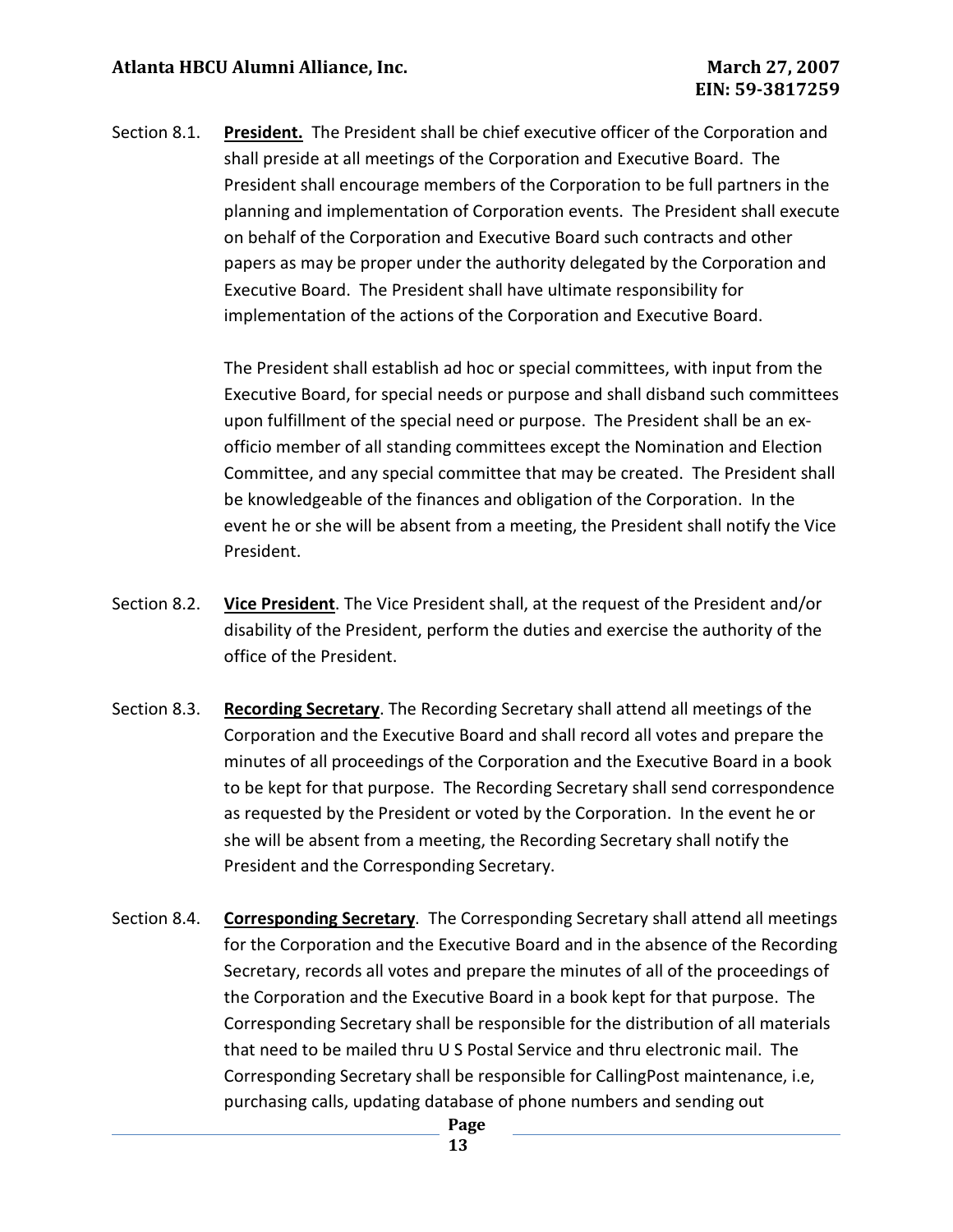Section 8.1. **President.** The President shall be chief executive officer of the Corporation and shall preside at all meetings of the Corporation and Executive Board. The President shall encourage members of the Corporation to be full partners in the planning and implementation of Corporation events. The President shall execute on behalf of the Corporation and Executive Board such contracts and other papers as may be proper under the authority delegated by the Corporation and Executive Board. The President shall have ultimate responsibility for implementation of the actions of the Corporation and Executive Board.

The President shall establish ad hoc or special committees, with input from the Executive Board, for special needs or purpose and shall disband such committees upon fulfillment of the special need or purpose. The President shall be an ex-officio member of all standing committees except the Nomination and Election Committee, and any special committee that may be created. The President shall be knowledgeable of the finances and obligation of the Corporation. In the event he or she will be absent from a meeting, the President shall notify the Vice President.

Section 8.2. **Vice President**. The Vice President shall, at the request of the President and/or disability of the President, perform the duties and exercise the authority of the office of the President.

Section 8.3. **Recording Secretary**. The Recording Secretary shall attend all meetings of the Corporation and the Executive Board and shall record all votes and prepare the minutes of all proceedings of the Corporation and the Executive Board in a book to be kept for that purpose. The Recording Secretary shall send correspondence as requested by the President or voted by the Corporation. In the event he or she will be absent from a meeting, the Recording Secretary shall notify the President and the Corresponding Secretary.

Section 8.4. **Corresponding Secretary**. The Corresponding Secretary shall attend all meetings for the Corporation and the Executive Board and in the absence of the Recording Secretary, records all votes and prepare the minutes of all of the proceedings of the Corporation and the Executive Board in a book kept for that purpose. The Corresponding Secretary shall be responsible for the distribution of all materials that need to be mailed thru U S Postal Service and thru electronic mail. The Corresponding Secretary shall be responsible for CallingPost maintenance, i.e, purchasing calls, updating database of phone numbers and sending out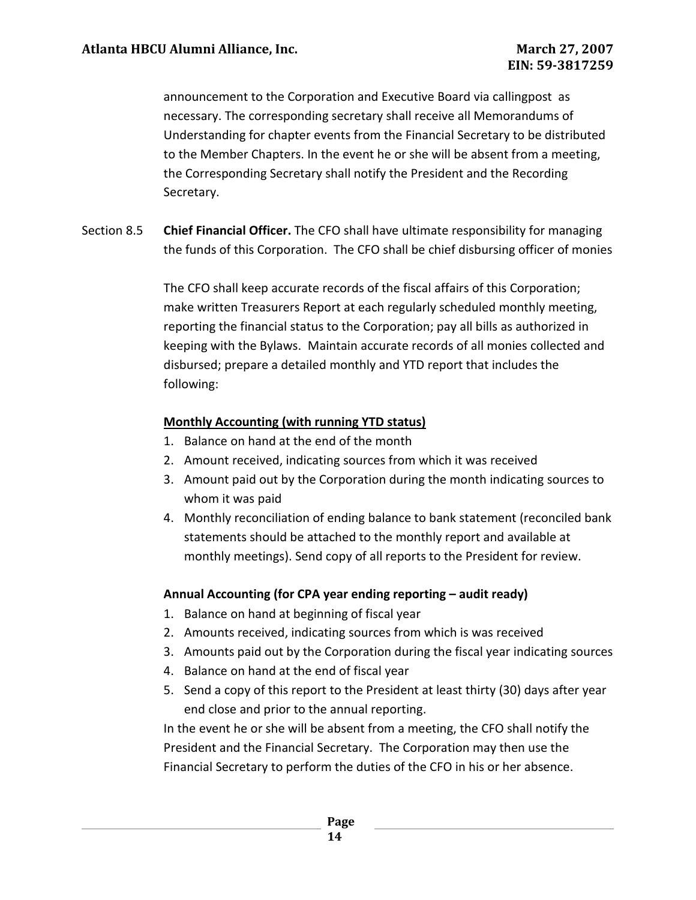announcement to the Corporation and Executive Board via callingpost as necessary. The corresponding secretary shall receive all Memorandums of Understanding for chapter events from the Financial Secretary to be distributed to the Member Chapters. In the event he or she will be absent from a meeting, the Corresponding Secretary shall notify the President and the Recording Secretary.

Section 8.5 **Chief Financial Officer.** The CFO shall have ultimate responsibility for managing the funds of this Corporation. The CFO shall be chief disbursing officer of monies

The CFO shall keep accurate records of the fiscal affairs of this Corporation; make written Treasurers Report at each regularly scheduled monthly meeting, reporting the financial status to the Corporation; pay all bills as authorized in keeping with the Bylaws. Maintain accurate records of all monies collected and disbursed; prepare a detailed monthly and YTD report that includes the following:

**Monthly Accounting (with running YTD status)**

1. Balance on hand at the end of the month
2. Amount received, indicating sources from which it was received
3. Amount paid out by the Corporation during the month indicating sources to whom it was paid
4. Monthly reconciliation of ending balance to bank statement (reconciled bank statements should be attached to the monthly report and available at monthly meetings). Send copy of all reports to the President for review.

**Annual Accounting (for CPA year ending reporting – audit ready)**

1. Balance on hand at beginning of fiscal year
2. Amounts received, indicating sources from which is was received
3. Amounts paid out by the Corporation during the fiscal year indicating sources
4. Balance on hand at the end of fiscal year
5. Send a copy of this report to the President at least thirty (30) days after year end close and prior to the annual reporting.

In the event he or she will be absent from a meeting, the CFO shall notify the President and the Financial Secretary. The Corporation may then use the Financial Secretary to perform the duties of the CFO in his or her absence.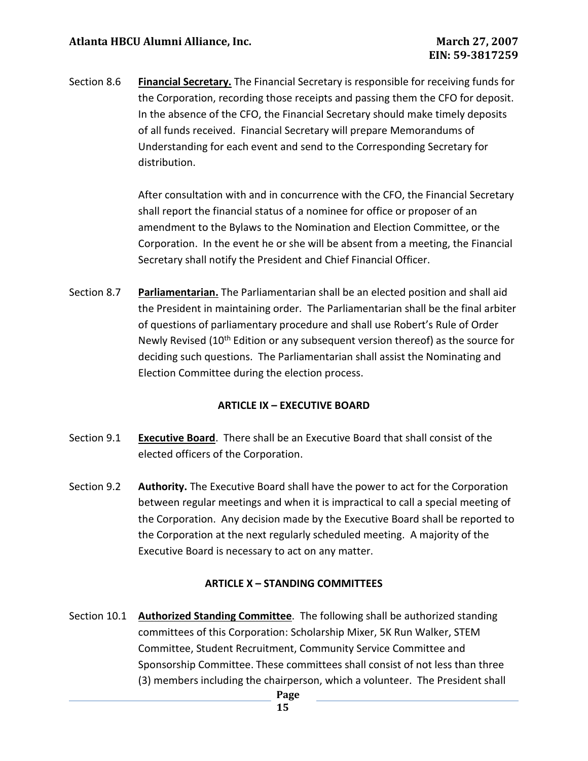Section 8.6 **Financial Secretary.** The Financial Secretary is responsible for receiving funds for the Corporation, recording those receipts and passing them the CFO for deposit. In the absence of the CFO, the Financial Secretary should make timely deposits of all funds received. Financial Secretary will prepare Memorandums of Understanding for each event and send to the Corresponding Secretary for distribution.

After consultation with and in concurrence with the CFO, the Financial Secretary shall report the financial status of a nominee for office or proposer of an amendment to the Bylaws to the Nomination and Election Committee, or the Corporation. In the event he or she will be absent from a meeting, the Financial Secretary shall notify the President and Chief Financial Officer.

Section 8.7 **Parliamentarian.** The Parliamentarian shall be an elected position and shall aid the President in maintaining order. The Parliamentarian shall be the final arbiter of questions of parliamentary procedure and shall use Robert's Rule of Order Newly Revised (10th Edition or any subsequent version thereof) as the source for deciding such questions. The Parliamentarian shall assist the Nominating and Election Committee during the election process.

## ARTICLE IX – EXECUTIVE BOARD

Section 9.1 **Executive Board**. There shall be an Executive Board that shall consist of the elected officers of the Corporation.

Section 9.2 **Authority.** The Executive Board shall have the power to act for the Corporation between regular meetings and when it is impractical to call a special meeting of the Corporation. Any decision made by the Executive Board shall be reported to the Corporation at the next regularly scheduled meeting. A majority of the Executive Board is necessary to act on any matter.

## ARTICLE X – STANDING COMMITTEES

Section 10.1 **Authorized Standing Committee**. The following shall be authorized standing committees of this Corporation: Scholarship Mixer, 5K Run Walker, STEM Committee, Student Recruitment, Community Service Committee and Sponsorship Committee. These committees shall consist of not less than three (3) members including the chairperson, which a volunteer. The President shall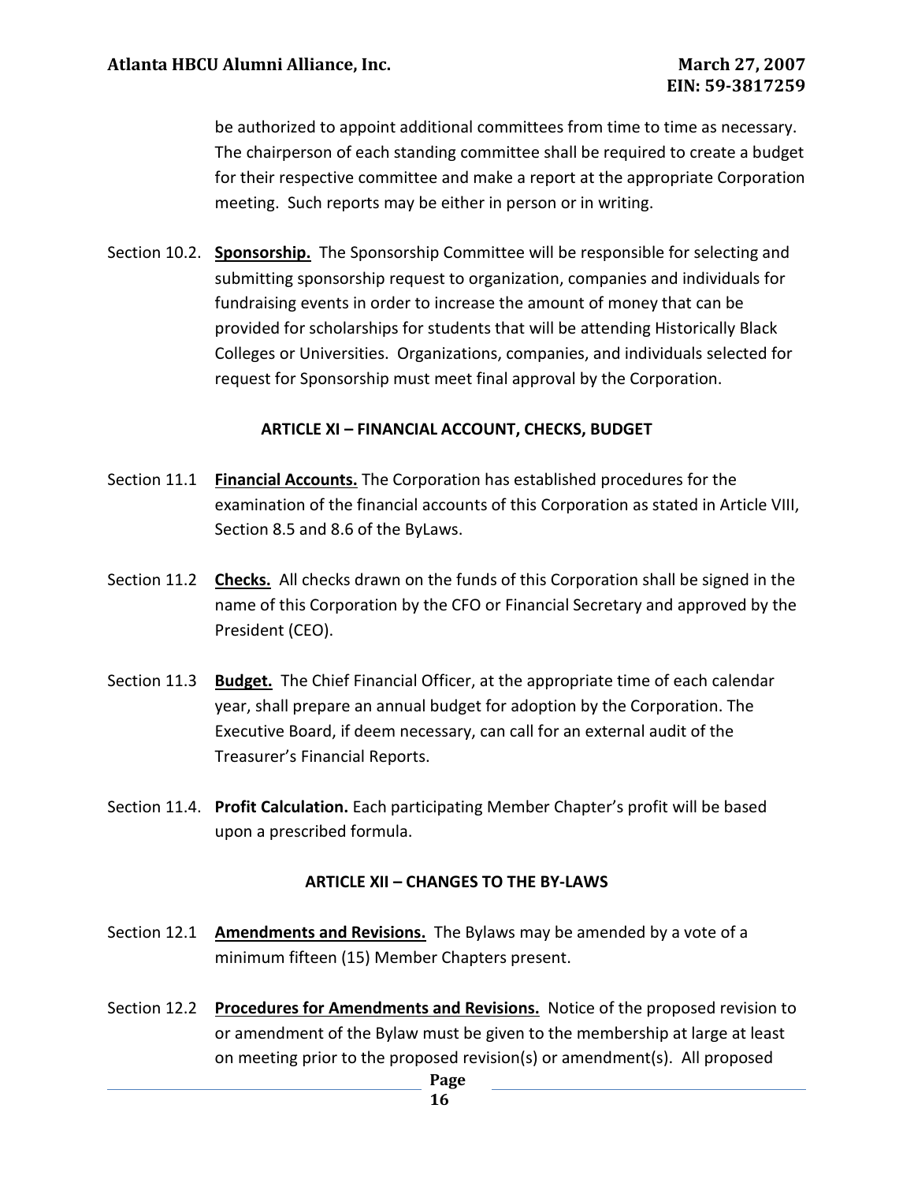be authorized to appoint additional committees from time to time as necessary. The chairperson of each standing committee shall be required to create a budget for their respective committee and make a report at the appropriate Corporation meeting. Such reports may be either in person or in writing.

Section 10.2. **Sponsorship.** The Sponsorship Committee will be responsible for selecting and submitting sponsorship request to organization, companies and individuals for fundraising events in order to increase the amount of money that can be provided for scholarships for students that will be attending Historically Black Colleges or Universities. Organizations, companies, and individuals selected for request for Sponsorship must meet final approval by the Corporation.

## ARTICLE XI – FINANCIAL ACCOUNT, CHECKS, BUDGET

Section 11.1 **Financial Accounts.** The Corporation has established procedures for the examination of the financial accounts of this Corporation as stated in Article VIII, Section 8.5 and 8.6 of the ByLaws.

Section 11.2 **Checks.** All checks drawn on the funds of this Corporation shall be signed in the name of this Corporation by the CFO or Financial Secretary and approved by the President (CEO).

Section 11.3 **Budget.** The Chief Financial Officer, at the appropriate time of each calendar year, shall prepare an annual budget for adoption by the Corporation. The Executive Board, if deem necessary, can call for an external audit of the Treasurer's Financial Reports.

Section 11.4. **Profit Calculation.** Each participating Member Chapter's profit will be based upon a prescribed formula.

## ARTICLE XII – CHANGES TO THE BY-LAWS

Section 12.1 **Amendments and Revisions.** The Bylaws may be amended by a vote of a minimum fifteen (15) Member Chapters present.

Section 12.2 **Procedures for Amendments and Revisions.** Notice of the proposed revision to or amendment of the Bylaw must be given to the membership at large at least on meeting prior to the proposed revision(s) or amendment(s). All proposed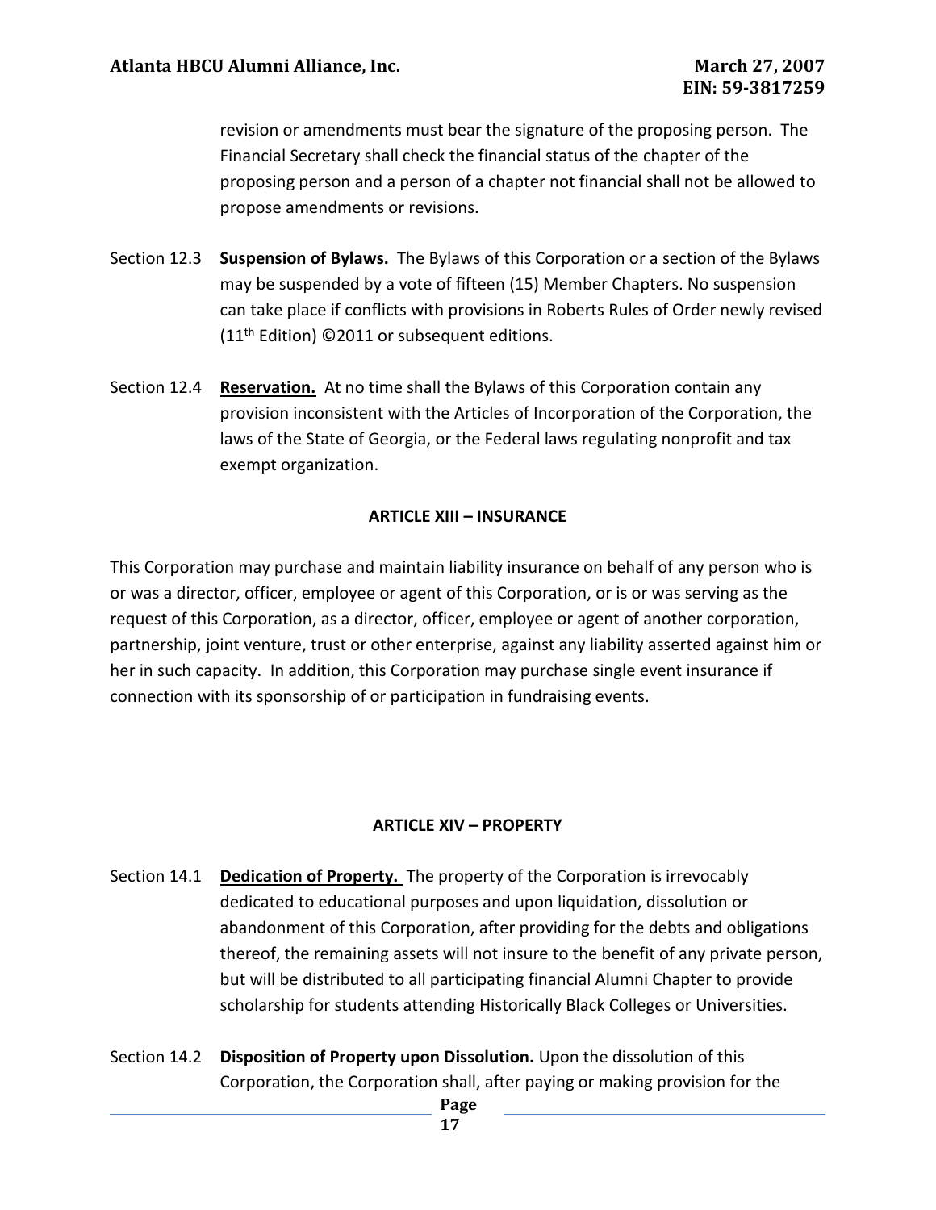revision or amendments must bear the signature of the proposing person. The Financial Secretary shall check the financial status of the chapter of the proposing person and a person of a chapter not financial shall not be allowed to propose amendments or revisions.

Section 12.3 **Suspension of Bylaws.** The Bylaws of this Corporation or a section of the Bylaws may be suspended by a vote of fifteen (15) Member Chapters. No suspension can take place if conflicts with provisions in Roberts Rules of Order newly revised (11th Edition) ©2011 or subsequent editions.

Section 12.4 **Reservation.** At no time shall the Bylaws of this Corporation contain any provision inconsistent with the Articles of Incorporation of the Corporation, the laws of the State of Georgia, or the Federal laws regulating nonprofit and tax exempt organization.

## ARTICLE XIII – INSURANCE

This Corporation may purchase and maintain liability insurance on behalf of any person who is or was a director, officer, employee or agent of this Corporation, or is or was serving as the request of this Corporation, as a director, officer, employee or agent of another corporation, partnership, joint venture, trust or other enterprise, against any liability asserted against him or her in such capacity. In addition, this Corporation may purchase single event insurance if connection with its sponsorship of or participation in fundraising events.

## ARTICLE XIV – PROPERTY

Section 14.1 **Dedication of Property.** The property of the Corporation is irrevocably dedicated to educational purposes and upon liquidation, dissolution or abandonment of this Corporation, after providing for the debts and obligations thereof, the remaining assets will not insure to the benefit of any private person, but will be distributed to all participating financial Alumni Chapter to provide scholarship for students attending Historically Black Colleges or Universities.

Section 14.2 **Disposition of Property upon Dissolution.** Upon the dissolution of this Corporation, the Corporation shall, after paying or making provision for the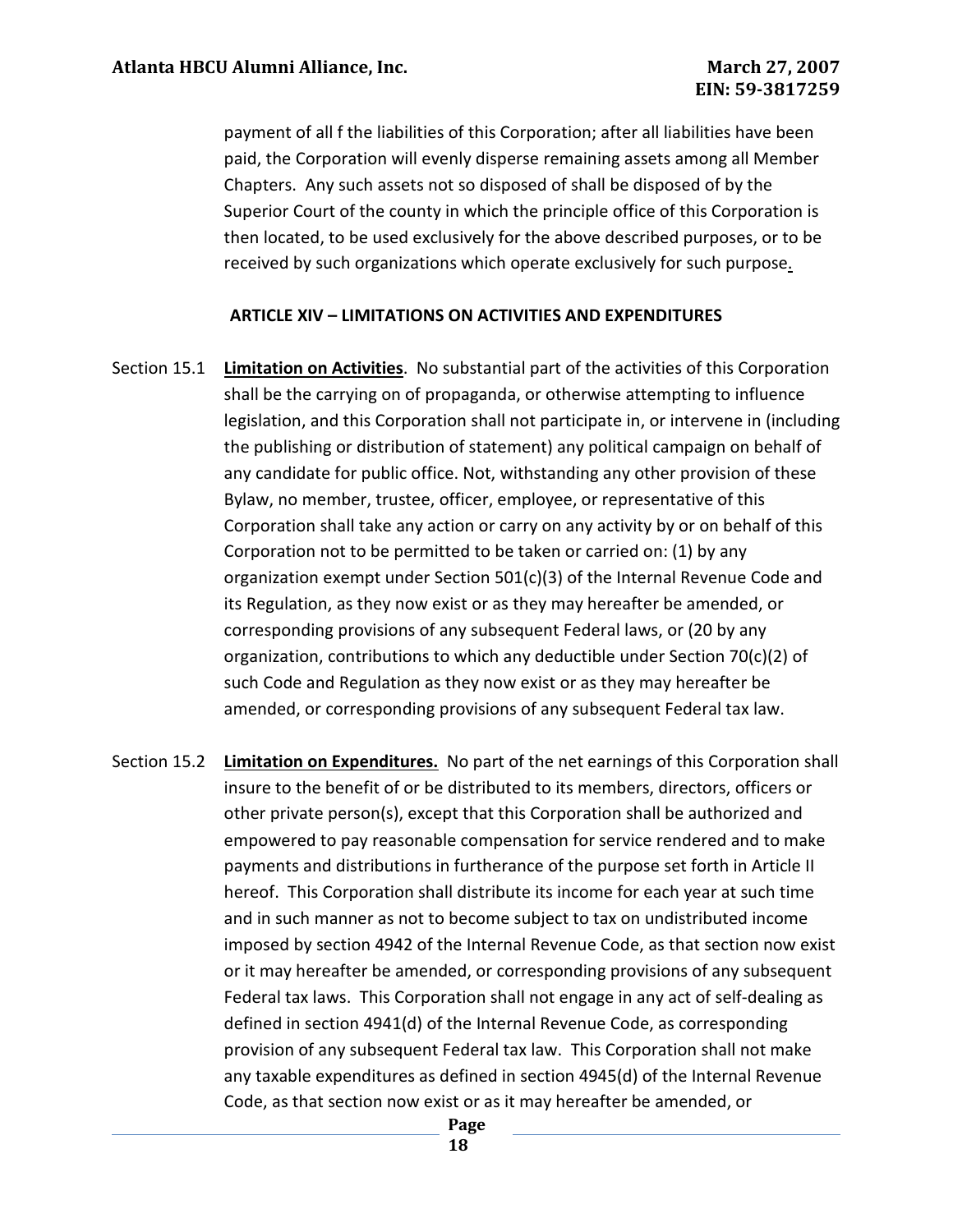payment of all f the liabilities of this Corporation; after all liabilities have been paid, the Corporation will evenly disperse remaining assets among all Member Chapters. Any such assets not so disposed of shall be disposed of by the Superior Court of the county in which the principle office of this Corporation is then located, to be used exclusively for the above described purposes, or to be received by such organizations which operate exclusively for such purpose.

## ARTICLE XIV – LIMITATIONS ON ACTIVITIES AND EXPENDITURES

Section 15.1 **Limitation on Activities**. No substantial part of the activities of this Corporation shall be the carrying on of propaganda, or otherwise attempting to influence legislation, and this Corporation shall not participate in, or intervene in (including the publishing or distribution of statement) any political campaign on behalf of any candidate for public office. Not, withstanding any other provision of these Bylaw, no member, trustee, officer, employee, or representative of this Corporation shall take any action or carry on any activity by or on behalf of this Corporation not to be permitted to be taken or carried on: (1) by any organization exempt under Section 501(c)(3) of the Internal Revenue Code and its Regulation, as they now exist or as they may hereafter be amended, or corresponding provisions of any subsequent Federal laws, or (20 by any organization, contributions to which any deductible under Section 70(c)(2) of such Code and Regulation as they now exist or as they may hereafter be amended, or corresponding provisions of any subsequent Federal tax law.

Section 15.2 **Limitation on Expenditures.** No part of the net earnings of this Corporation shall insure to the benefit of or be distributed to its members, directors, officers or other private person(s), except that this Corporation shall be authorized and empowered to pay reasonable compensation for service rendered and to make payments and distributions in furtherance of the purpose set forth in Article II hereof. This Corporation shall distribute its income for each year at such time and in such manner as not to become subject to tax on undistributed income imposed by section 4942 of the Internal Revenue Code, as that section now exist or it may hereafter be amended, or corresponding provisions of any subsequent Federal tax laws. This Corporation shall not engage in any act of self-dealing as defined in section 4941(d) of the Internal Revenue Code, as corresponding provision of any subsequent Federal tax law. This Corporation shall not make any taxable expenditures as defined in section 4945(d) of the Internal Revenue Code, as that section now exist or as it may hereafter be amended, or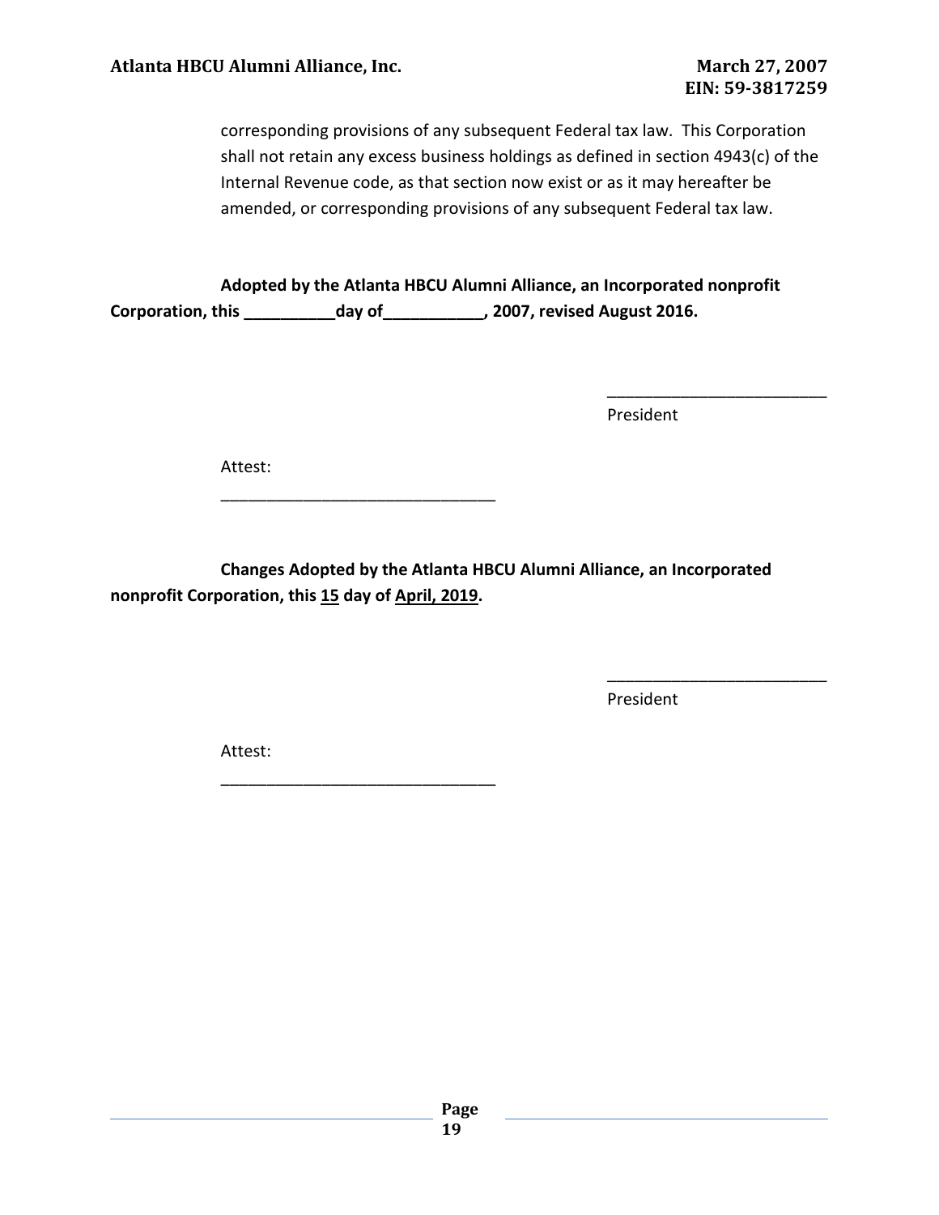corresponding provisions of any subsequent Federal tax law. This Corporation shall not retain any excess business holdings as defined in section 4943(c) of the Internal Revenue code, as that section now exist or as it may hereafter be amended, or corresponding provisions of any subsequent Federal tax law.

**Adopted by the Atlanta HBCU Alumni Alliance, an Incorporated nonprofit Corporation, this __________day of___________, 2007, revised August 2016.**

________________________
President

Attest:
______________________________

**Changes Adopted by the Atlanta HBCU Alumni Alliance, an Incorporated nonprofit Corporation, this 15 day of April, 2019.**

________________________
President

Attest:
______________________________